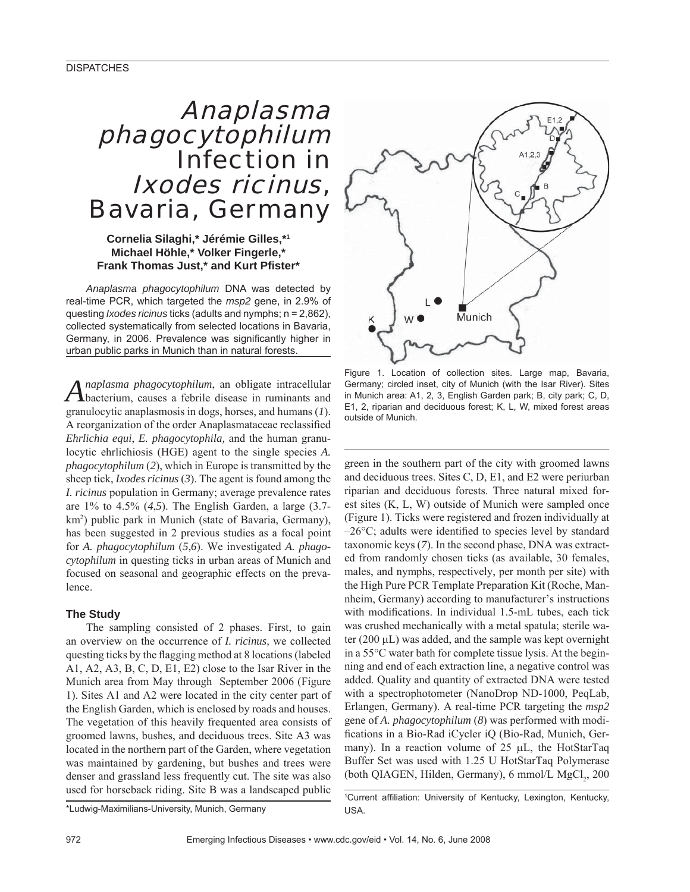DISPATCHES

# *Anaplasma phagocytophilum* Infection in *Ixodes ricinus*, Bavaria, Germany

**Cornelia Silaghi,* Jérémie Gilles,*[1] Michael Höhle,* Volker Fingerle,* Frank Thomas Just,* and Kurt Pfister***

*Anaplasma phagocytophilum* DNA was detected by real-time PCR, which targeted the *msp2* gene, in 2.9% of questing *Ixodes ricinus* ticks (adults and nymphs; n = 2,862), collected systematically from selected locations in Bavaria, Germany, in 2006. Prevalence was significantly higher in urban public parks in Munich than in natural forests.

*Anaplasma phagocytophilum*, an obligate intracellular bacterium, causes a febrile disease in ruminants and granulocytic anaplasmosis in dogs, horses, and humans (*1*). A reorganization of the order Anaplasmataceae reclassified *Ehrlichia equi*, *E. phagocytophila,* and the human granulocytic ehrlichiosis (HGE) agent to the single species *A. phagocytophilum* (*2*), which in Europe is transmitted by the sheep tick, *Ixodes ricinus* (*3*). The agent is found among the *I. ricinus* population in Germany; average prevalence rates are 1% to 4.5% (*4*,*5*). The English Garden, a large (3.7-km$^2$) public park in Munich (state of Bavaria, Germany), has been suggested in 2 previous studies as a focal point for *A. phagocytophilum* (*5*,*6*). We investigated *A. phagocytophilum* in questing ticks in urban areas of Munich and focused on seasonal and geographic effects on the prevalence.

## The Study

The sampling consisted of 2 phases. First, to gain an overview on the occurrence of *I. ricinus,* we collected questing ticks by the flagging method at 8 locations (labeled A1, A2, A3, B, C, D, E1, E2) close to the Isar River in the Munich area from May through September 2006 (Figure 1). Sites A1 and A2 were located in the city center part of the English Garden, which is enclosed by roads and houses. The vegetation of this heavily frequented area consists of groomed lawns, bushes, and deciduous trees. Site A3 was located in the northern part of the Garden, where vegetation was maintained by gardening, but bushes and trees were denser and grassland less frequently cut. The site was also used for horseback riding. Site B was a landscaped public green in the southern part of the city with groomed lawns and deciduous trees. Sites C, D, E1, and E2 were periurban riparian and deciduous forests. Three natural mixed forest sites (K, L, W) outside of Munich were sampled once (Figure 1). Ticks were registered and frozen individually at –26°C; adults were identified to species level by standard taxonomic keys (*7*). In the second phase, DNA was extracted from randomly chosen ticks (as available, 30 females, males, and nymphs, respectively, per month per site) with the High Pure PCR Template Preparation Kit (Roche, Mannheim, Germany) according to manufacturer's instructions with modifications. In individual 1.5-mL tubes, each tick was crushed mechanically with a metal spatula; sterile water (200 μL) was added, and the sample was kept overnight in a 55°C water bath for complete tissue lysis. At the beginning and end of each extraction line, a negative control was added. Quality and quantity of extracted DNA were tested with a spectrophotometer (NanoDrop ND-1000, PeqLab, Erlangen, Germany). A real-time PCR targeting the *msp2* gene of *A. phagocytophilum* (*8*) was performed with modifications in a Bio-Rad iCycler iQ (Bio-Rad, Munich, Germany). In a reaction volume of 25 μL, the HotStarTaq Buffer Set was used with 1.25 U HotStarTaq Polymerase (both QIAGEN, Hilden, Germany), 6 mmol/L $MgCl_2$, 200

Figure 1. Location of collection sites. Large map, Bavaria, Germany; circled inset, city of Munich (with the Isar River). Sites in Munich area: A1, 2, 3, English Garden park; B, city park; C, D, E1, 2, riparian and deciduous forest; K, L, W, mixed forest areas outside of Munich.

*Ludwig-Maximilians-University, Munich, Germany

[1]Current affiliation: University of Kentucky, Lexington, Kentucky, USA.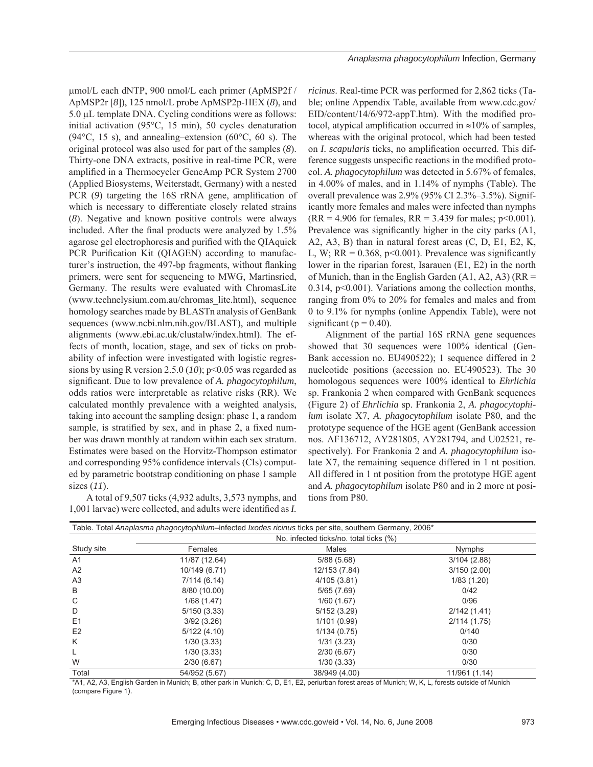μmol/L each dNTP, 900 nmol/L each primer (ApMSP2f / ApMSP2r [*8*]), 125 nmol/L probe ApMSP2p-HEX (*8*), and 5.0 μL template DNA. Cycling conditions were as follows: initial activation (95°C, 15 min), 50 cycles denaturation (94°C, 15 s), and annealing–extension (60°C, 60 s). The original protocol was also used for part of the samples (*8*). Thirty-one DNA extracts, positive in real-time PCR, were amplified in a Thermocycler GeneAmp PCR System 2700 (Applied Biosystems, Weiterstadt, Germany) with a nested PCR (*9*) targeting the 16S rRNA gene, amplification of which is necessary to differentiate closely related strains (*8*). Negative and known positive controls were always included. After the final products were analyzed by 1.5% agarose gel electrophoresis and purified with the QIAquick PCR Purification Kit (QIAGEN) according to manufacturer's instruction, the 497-bp fragments, without flanking primers, were sent for sequencing to MWG, Martinsried, Germany. The results were evaluated with ChromasLite (www.technelysium.com.au/chromas_lite.html), sequence homology searches made by BLASTn analysis of GenBank sequences (www.ncbi.nlm.nih.gov/BLAST), and multiple alignments (www.ebi.ac.uk/clustalw/index.html). The effects of month, location, stage, and sex of ticks on probability of infection were investigated with logistic regressions by using R version 2.5.0 (*10*); $p<0.05$ was regarded as significant. Due to low prevalence of *A. phagocytophilum*, odds ratios were interpretable as relative risks (RR). We calculated monthly prevalence with a weighted analysis, taking into account the sampling design: phase 1, a random sample, is stratified by sex, and in phase 2, a fixed number was drawn monthly at random within each sex stratum. Estimates were based on the Horvitz-Thompson estimator and corresponding 95% confidence intervals (CIs) computed by parametric bootstrap conditioning on phase 1 sample sizes (*11*).

A total of 9,507 ticks (4,932 adults, 3,573 nymphs, and 1,001 larvae) were collected, and adults were identified as *I. ricinus*. Real-time PCR was performed for 2,862 ticks (Table; online Appendix Table, available from www.cdc.gov/EID/content/14/6/972-appT.htm). With the modified protocol, atypical amplification occurred in ≈10% of samples, whereas with the original protocol, which had been tested on *I. scapularis* ticks, no amplification occurred. This difference suggests unspecific reactions in the modified protocol. *A. phagocytophilum* was detected in 5.67% of females, in 4.00% of males, and in 1.14% of nymphs (Table). The overall prevalence was 2.9% (95% CI 2.3%–3.5%). Significantly more females and males were infected than nymphs (RR = 4.906 for females, RR = 3.439 for males; $p<0.001$). Prevalence was significantly higher in the city parks (A1, A2, A3, B) than in natural forest areas (C, D, E1, E2, K, L, W; RR = 0.368, $p<0.001$). Prevalence was significantly lower in the riparian forest, Isarauen (E1, E2) in the north of Munich, than in the English Garden (A1, A2, A3) (RR = 0.314, $p<0.001$). Variations among the collection months, ranging from 0% to 20% for females and males and from 0 to 9.1% for nymphs (online Appendix Table), were not significant ($p = 0.40$).

Alignment of the partial 16S rRNA gene sequences showed that 30 sequences were 100% identical (GenBank accession no. EU490522); 1 sequence differed in 2 nucleotide positions (accession no. EU490523). The 30 homologous sequences were 100% identical to *Ehrlichia* sp. Frankonia 2 when compared with GenBank sequences (Figure 2) of *Ehrlichia* sp. Frankonia 2, *A. phagocytophilum* isolate X7, *A. phagocytophilum* isolate P80, and the prototype sequence of the HGE agent (GenBank accession nos. AF136712, AY281805, AY281794, and U02521, respectively). For Frankonia 2 and *A. phagocytophilum* isolate X7, the remaining sequence differed in 1 nt position. All differed in 1 nt position from the prototype HGE agent and *A. phagocytophilum* isolate P80 and in 2 more nt positions from P80.

Table. Total *Anaplasma phagocytophilum*–infected *Ixodes ricinus* ticks per site, southern Germany, 2006*

| Study site | No. infected ticks/no. total ticks (%) | | |
|---|---|---|---|
| | Females | Males | Nymphs |
| A1 | 11/87 (12.64) | 5/88 (5.68) | 3/104 (2.88) |
| A2 | 10/149 (6.71) | 12/153 (7.84) | 3/150 (2.00) |
| A3 | 7/114 (6.14) | 4/105 (3.81) | 1/83 (1.20) |
| B | 8/80 (10.00) | 5/65 (7.69) | 0/42 |
| C | 1/68 (1.47) | 1/60 (1.67) | 0/96 |
| D | 5/150 (3.33) | 5/152 (3.29) | 2/142 (1.41) |
| E1 | 3/92 (3.26) | 1/101 (0.99) | 2/114 (1.75) |
| E2 | 5/122 (4.10) | 1/134 (0.75) | 0/140 |
| K | 1/30 (3.33) | 1/31 (3.23) | 0/30 |
| L | 1/30 (3.33) | 2/30 (6.67) | 0/30 |
| W | 2/30 (6.67) | 1/30 (3.33) | 0/30 |
| Total | 54/952 (5.67) | 38/949 (4.00) | 11/961 (1.14) |

*A1, A2, A3, English Garden in Munich; B, other park in Munich; C, D, E1, E2, periurban forest areas of Munich; W, K, L, forests outside of Munich (compare Figure 1).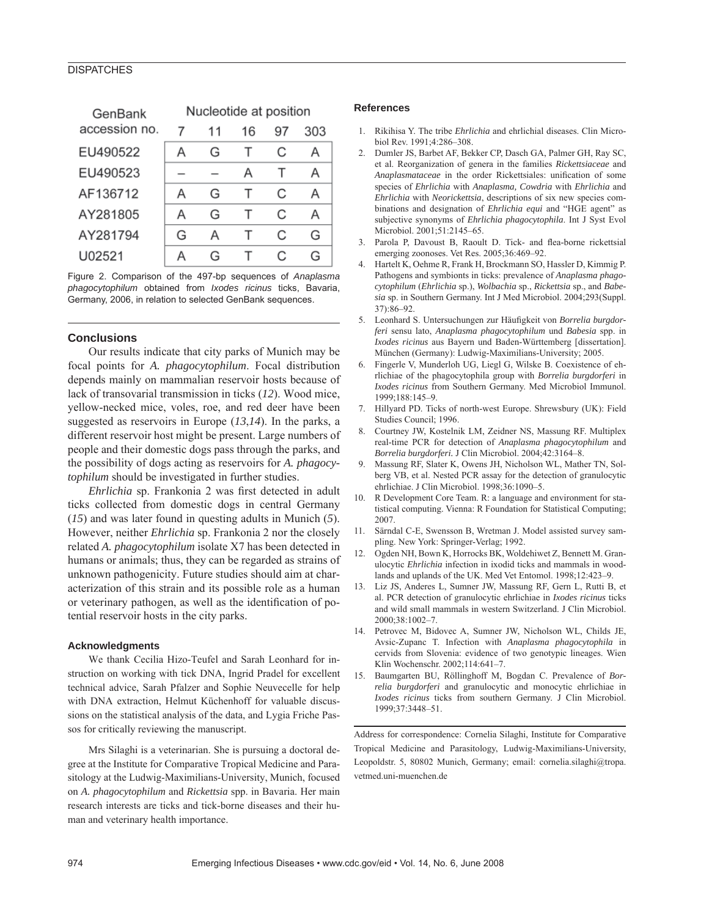| GenBank accession no. | Nucleotide at position | | | | |
|---|---|---|---|---|---|
| | 7 | 11 | 16 | 97 | 303 |
| EU490522 | A | G | T | C | A |
| EU490523 | – | – | A | T | A |
| AF136712 | A | G | T | C | A |
| AY281805 | A | G | T | C | A |
| AY281794 | G | A | T | C | G |
| U02521 | A | G | T | C | G |

Figure 2. Comparison of the 497-bp sequences of *Anaplasma phagocytophilum* obtained from *Ixodes ricinus* ticks, Bavaria, Germany, 2006, in relation to selected GenBank sequences.

## Conclusions

Our results indicate that city parks of Munich may be focal points for *A. phagocytophilum*. Focal distribution depends mainly on mammalian reservoir hosts because of lack of transovarial transmission in ticks (*12*). Wood mice, yellow-necked mice, voles, roe, and red deer have been suggested as reservoirs in Europe (*13*,*14*). In the parks, a different reservoir host might be present. Large numbers of people and their domestic dogs pass through the parks, and the possibility of dogs acting as reservoirs for *A. phagocytophilum* should be investigated in further studies.

*Ehrlichia* sp. Frankonia 2 was first detected in adult ticks collected from domestic dogs in central Germany (*15*) and was later found in questing adults in Munich (*5*). However, neither *Ehrlichia* sp. Frankonia 2 nor the closely related *A. phagocytophilum* isolate X7 has been detected in humans or animals; thus, they can be regarded as strains of unknown pathogenicity. Future studies should aim at characterization of this strain and its possible role as a human or veterinary pathogen, as well as the identification of potential reservoir hosts in the city parks.

### Acknowledgments

We thank Cecilia Hizo-Teufel and Sarah Leonhard for instruction on working with tick DNA, Ingrid Pradel for excellent technical advice, Sarah Pfalzer and Sophie Neuvecelle for help with DNA extraction, Helmut Küchenhoff for valuable discussions on the statistical analysis of the data, and Lygia Friche Passos for critically reviewing the manuscript.

Mrs Silaghi is a veterinarian. She is pursuing a doctoral degree at the Institute for Comparative Tropical Medicine and Parasitology at the Ludwig-Maximilians-University, Munich, focused on *A. phagocytophilum* and *Rickettsia* spp. in Bavaria. Her main research interests are ticks and tick-borne diseases and their human and veterinary health importance.

### References

1. Rikihisa Y. The tribe *Ehrlichia* and ehrlichial diseases. Clin Microbiol Rev. 1991;4:286–308.
2. Dumler JS, Barbet AF, Bekker CP, Dasch GA, Palmer GH, Ray SC, et al. Reorganization of genera in the families *Rickettsiaceae* and *Anaplasmataceae* in the order Rickettsiales: unification of some species of *Ehrlichia* with *Anaplasma, Cowdria* with *Ehrlichia* and *Ehrlichia* with *Neorickettsia*, descriptions of six new species combinations and designation of *Ehrlichia equi* and "HGE agent" as subjective synonyms of *Ehrlichia phagocytophila*. Int J Syst Evol Microbiol. 2001;51:2145–65.
3. Parola P, Davoust B, Raoult D. Tick- and flea-borne rickettsial emerging zoonoses. Vet Res. 2005;36:469–92.
4. Hartelt K, Oehme R, Frank H, Brockmann SO, Hassler D, Kimmig P. Pathogens and symbionts in ticks: prevalence of *Anaplasma phagocytophilum* (*Ehrlichia* sp.), *Wolbachia* sp., *Rickettsia* sp., and *Babesia* sp. in Southern Germany. Int J Med Microbiol. 2004;293(Suppl. 37):86–92.
5. Leonhard S. Untersuchungen zur Häufigkeit von *Borrelia burgdorferi* sensu lato, *Anaplasma phagocytophilum* und *Babesia* spp. in *Ixodes ricinus* aus Bayern und Baden-Württemberg [dissertation]. München (Germany): Ludwig-Maximilians-University; 2005.
6. Fingerle V, Munderloh UG, Liegl G, Wilske B. Coexistence of ehrlichiae of the phagocytophila group with *Borrelia burgdorferi* in *Ixodes ricinus* from Southern Germany. Med Microbiol Immunol. 1999;188:145–9.
7. Hillyard PD. Ticks of north-west Europe. Shrewsbury (UK): Field Studies Council; 1996.
8. Courtney JW, Kostelnik LM, Zeidner NS, Massung RF. Multiplex real-time PCR for detection of *Anaplasma phagocytophilum* and *Borrelia burgdorferi*. J Clin Microbiol. 2004;42:3164–8.
9. Massung RF, Slater K, Owens JH, Nicholson WL, Mather TN, Solberg VB, et al. Nested PCR assay for the detection of granulocytic ehrlichiae. J Clin Microbiol. 1998;36:1090–5.
10. R Development Core Team. R: a language and environment for statistical computing. Vienna: R Foundation for Statistical Computing; 2007.
11. Särndal C-E, Swensson B, Wretman J. Model assisted survey sampling. New York: Springer-Verlag; 1992.
12. Ogden NH, Bown K, Horrocks BK, Woldehiwet Z, Bennett M. Granulocytic *Ehrlichia* infection in ixodid ticks and mammals in woodlands and uplands of the UK. Med Vet Entomol. 1998;12:423–9.
13. Liz JS, Anderes L, Sumner JW, Massung RF, Gern L, Rutti B, et al. PCR detection of granulocytic ehrlichiae in *Ixodes ricinus* ticks and wild small mammals in western Switzerland. J Clin Microbiol. 2000;38:1002–7.
14. Petrovec M, Bidovec A, Sumner JW, Nicholson WL, Childs JE, Avsic-Zupanc T. Infection with *Anaplasma phagocytophila* in cervids from Slovenia: evidence of two genotypic lineages. Wien Klin Wochenschr. 2002;114:641–7.
15. Baumgarten BU, Röllinghoff M, Bogdan C. Prevalence of *Borrelia burgdorferi* and granulocytic and monocytic ehrlichiae in *Ixodes ricinus* ticks from southern Germany. J Clin Microbiol. 1999;37:3448–51.

Address for correspondence: Cornelia Silaghi, Institute for Comparative Tropical Medicine and Parasitology, Ludwig-Maximilians-University, Leopoldstr. 5, 80802 Munich, Germany; email: cornelia.silaghi@tropa.vetmed.uni-muenchen.de